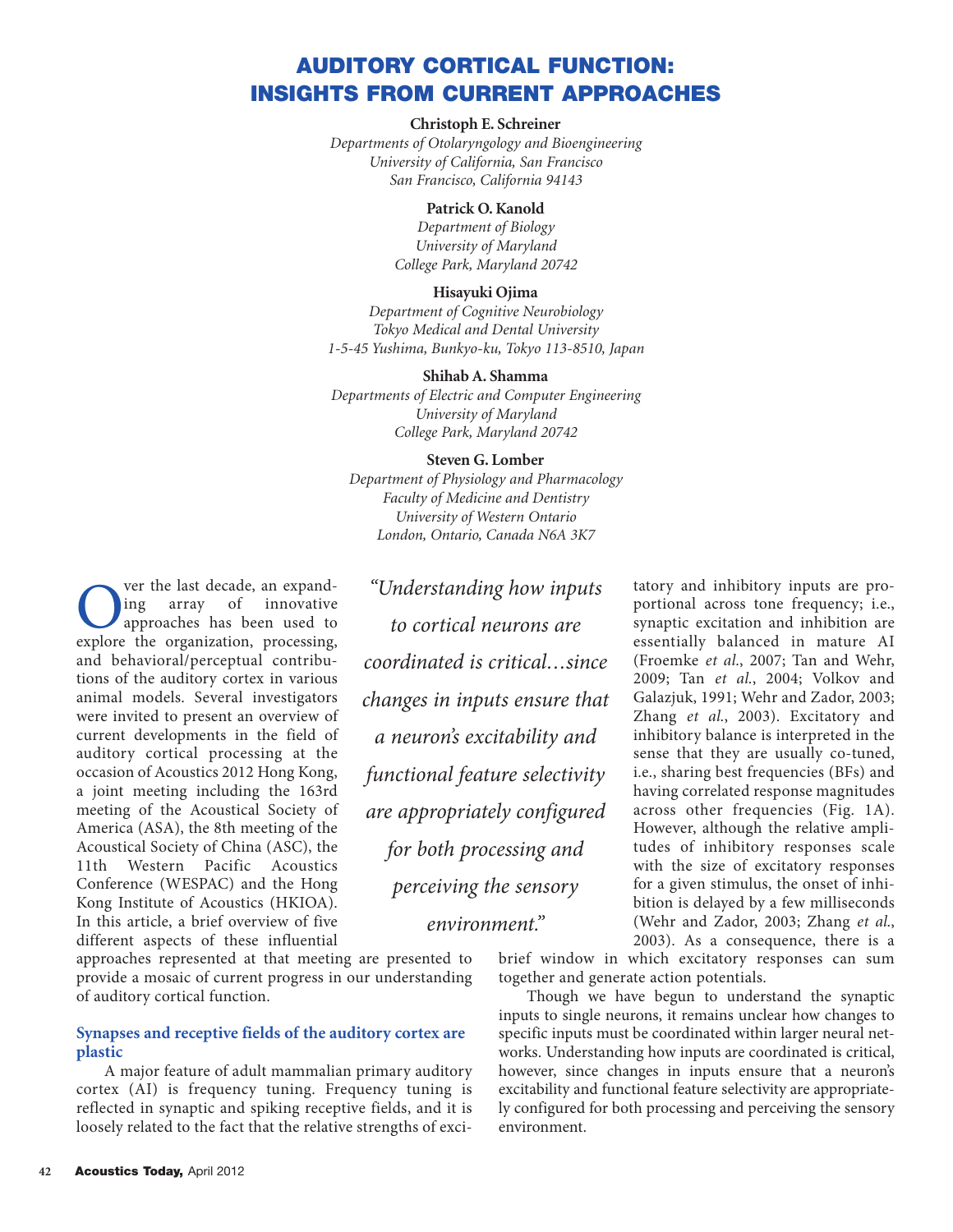# AUDITORY CORTICAL FUNCTION: INSIGHTS FROM CURRENT APPROACHES

**Christoph E. Schreiner**
*Departments of Otolaryngology and Bioengineering*
*University of California, San Francisco*
*San Francisco, California 94143*

**Patrick O. Kanold**
*Department of Biology*
*University of Maryland*
*College Park, Maryland 20742*

**Hisayuki Ojima**
*Department of Cognitive Neurobiology*
*Tokyo Medical and Dental University*
*1-5-45 Yushima, Bunkyo-ku, Tokyo 113-8510, Japan*

**Shihab A. Shamma**
*Departments of Electric and Computer Engineering*
*University of Maryland*
*College Park, Maryland 20742*

**Steven G. Lomber**
*Department of Physiology and Pharmacology*
*Faculty of Medicine and Dentistry*
*University of Western Ontario*
*London, Ontario, Canada N6A 3K7*

Over the last decade, an expanding array of innovative approaches has been used to explore the organization, processing, and behavioral/perceptual contributions of the auditory cortex in various animal models. Several investigators were invited to present an overview of current developments in the field of auditory cortical processing at the occasion of Acoustics 2012 Hong Kong, a joint meeting including the 163rd meeting of the Acoustical Society of America (ASA), the 8th meeting of the Acoustical Society of China (ASC), the 11th Western Pacific Acoustics Conference (WESPAC) and the Hong Kong Institute of Acoustics (HKIOA). In this article, a brief overview of five different aspects of these influential approaches represented at that meeting are presented to provide a mosaic of current progress in our understanding of auditory cortical function.

*"Understanding how inputs to cortical neurons are coordinated is critical…since changes in inputs ensure that a neuron's excitability and functional feature selectivity are appropriately configured for both processing and perceiving the sensory environment."*

## Synapses and receptive fields of the auditory cortex are plastic

A major feature of adult mammalian primary auditory cortex (AI) is frequency tuning. Frequency tuning is reflected in synaptic and spiking receptive fields, and it is loosely related to the fact that the relative strengths of excitatory and inhibitory inputs are proportional across tone frequency; i.e., synaptic excitation and inhibition are essentially balanced in mature AI (Froemke *et al*., 2007; Tan and Wehr, 2009; Tan *et al*., 2004; Volkov and Galazjuk, 1991; Wehr and Zador, 2003; Zhang *et al*., 2003). Excitatory and inhibitory balance is interpreted in the sense that they are usually co-tuned, i.e., sharing best frequencies (BFs) and having correlated response magnitudes across other frequencies (Fig. 1A). However, although the relative amplitudes of inhibitory responses scale with the size of excitatory responses for a given stimulus, the onset of inhibition is delayed by a few milliseconds (Wehr and Zador, 2003; Zhang *et al*., 2003). As a consequence, there is a brief window in which excitatory responses can sum together and generate action potentials.

Though we have begun to understand the synaptic inputs to single neurons, it remains unclear how changes to specific inputs must be coordinated within larger neural networks. Understanding how inputs are coordinated is critical, however, since changes in inputs ensure that a neuron's excitability and functional feature selectivity are appropriately configured for both processing and perceiving the sensory environment.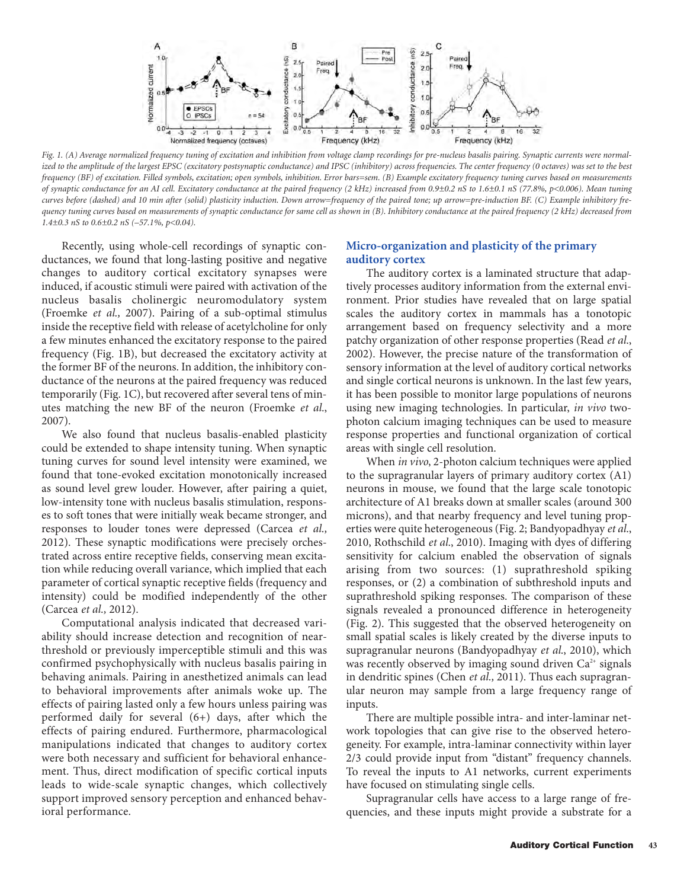A

Normalized current

1.0

0.5

0.0

BF

● EPSCs

○ IPSCs

n = 54

-4 -3 -2 -1 0 1 2 3 4

Normalized frequency (octaves)

B

Excitatory conductance (nS)

2.5

2.0

1.5

1.0

0.5

0.0

Paired Freq.

Pre

Post

BF

0.5 1 2 4 8 16 32

Frequency (kHz)

C

Inhibitory conductance (nS)

2.5

2.0

1.5

1.0

0.5

0.0

Paired Freq.

BF

0.5 1 2 4 8 16 32

Frequency (kHz)

*Fig. 1. (A) Average normalized frequency tuning of excitation and inhibition from voltage clamp recordings for pre-nucleus basalis pairing. Synaptic currents were normalized to the amplitude of the largest EPSC (excitatory postsynaptic conductance) and IPSC (inhibitory) across frequencies. The center frequency (0 octaves) was set to the best frequency (BF) of excitation. Filled symbols, excitation; open symbols, inhibition. Error bars=sem. (B) Example excitatory frequency tuning curves based on measurements of synaptic conductance for an AI cell. Excitatory conductance at the paired frequency (2 kHz) increased from 0.9±0.2 nS to 1.6±0.1 nS (77.8%, $p<0.006$). Mean tuning curves before (dashed) and 10 min after (solid) plasticity induction. Down arrow=frequency of the paired tone; up arrow=pre-induction BF. (C) Example inhibitory frequency tuning curves based on measurements of synaptic conductance for same cell as shown in (B). Inhibitory conductance at the paired frequency (2 kHz) decreased from 1.4±0.3 nS to 0.6±0.2 nS (–57.1%, $p<0.04$).*

Recently, using whole-cell recordings of synaptic conductances, we found that long-lasting positive and negative changes to auditory cortical excitatory synapses were induced, if acoustic stimuli were paired with activation of the nucleus basalis cholinergic neuromodulatory system (Froemke *et al.,* 2007). Pairing of a sub-optimal stimulus inside the receptive field with release of acetylcholine for only a few minutes enhanced the excitatory response to the paired frequency (Fig. 1B), but decreased the excitatory activity at the former BF of the neurons. In addition, the inhibitory conductance of the neurons at the paired frequency was reduced temporarily (Fig. 1C), but recovered after several tens of minutes matching the new BF of the neuron (Froemke *et al.*, 2007).

We also found that nucleus basalis-enabled plasticity could be extended to shape intensity tuning. When synaptic tuning curves for sound level intensity were examined, we found that tone-evoked excitation monotonically increased as sound level grew louder. However, after pairing a quiet, low-intensity tone with nucleus basalis stimulation, responses to soft tones that were initially weak became stronger, and responses to louder tones were depressed (Carcea *et al.,* 2012). These synaptic modifications were precisely orchestrated across entire receptive fields, conserving mean excitation while reducing overall variance, which implied that each parameter of cortical synaptic receptive fields (frequency and intensity) could be modified independently of the other (Carcea *et al.,* 2012).

Computational analysis indicated that decreased variability should increase detection and recognition of near-threshold or previously imperceptible stimuli and this was confirmed psychophysically with nucleus basalis pairing in behaving animals. Pairing in anesthetized animals can lead to behavioral improvements after animals woke up. The effects of pairing lasted only a few hours unless pairing was performed daily for several (6+) days, after which the effects of pairing endured. Furthermore, pharmacological manipulations indicated that changes to auditory cortex were both necessary and sufficient for behavioral enhancement. Thus, direct modification of specific cortical inputs leads to wide-scale synaptic changes, which collectively support improved sensory perception and enhanced behavioral performance.

## Micro-organization and plasticity of the primary auditory cortex

The auditory cortex is a laminated structure that adaptively processes auditory information from the external environment. Prior studies have revealed that on large spatial scales the auditory cortex in mammals has a tonotopic arrangement based on frequency selectivity and a more patchy organization of other response properties (Read *et al.*, 2002). However, the precise nature of the transformation of sensory information at the level of auditory cortical networks and single cortical neurons is unknown. In the last few years, it has been possible to monitor large populations of neurons using new imaging technologies. In particular, *in vivo* two-photon calcium imaging techniques can be used to measure response properties and functional organization of cortical areas with single cell resolution.

When *in vivo*, 2-photon calcium techniques were applied to the supragranular layers of primary auditory cortex (A1) neurons in mouse, we found that the large scale tonotopic architecture of A1 breaks down at smaller scales (around 300 microns), and that nearby frequency and level tuning properties were quite heterogeneous (Fig. 2; Bandyopadhyay *et al.*, 2010, Rothschild *et al.*, 2010). Imaging with dyes of differing sensitivity for calcium enabled the observation of signals arising from two sources: (1) suprathreshold spiking responses, or (2) a combination of subthreshold inputs and suprathreshold spiking responses. The comparison of these signals revealed a pronounced difference in heterogeneity (Fig. 2). This suggested that the observed heterogeneity on small spatial scales is likely created by the diverse inputs to supragranular neurons (Bandyopadhyay *et al.*, 2010), which was recently observed by imaging sound driven $Ca^{2+}$ signals in dendritic spines (Chen *et al.,* 2011). Thus each supragranular neuron may sample from a large frequency range of inputs.

There are multiple possible intra- and inter-laminar network topologies that can give rise to the observed heterogeneity. For example, intra-laminar connectivity within layer 2/3 could provide input from "distant" frequency channels. To reveal the inputs to A1 networks, current experiments have focused on stimulating single cells.

Supragranular cells have access to a large range of frequencies, and these inputs might provide a substrate for a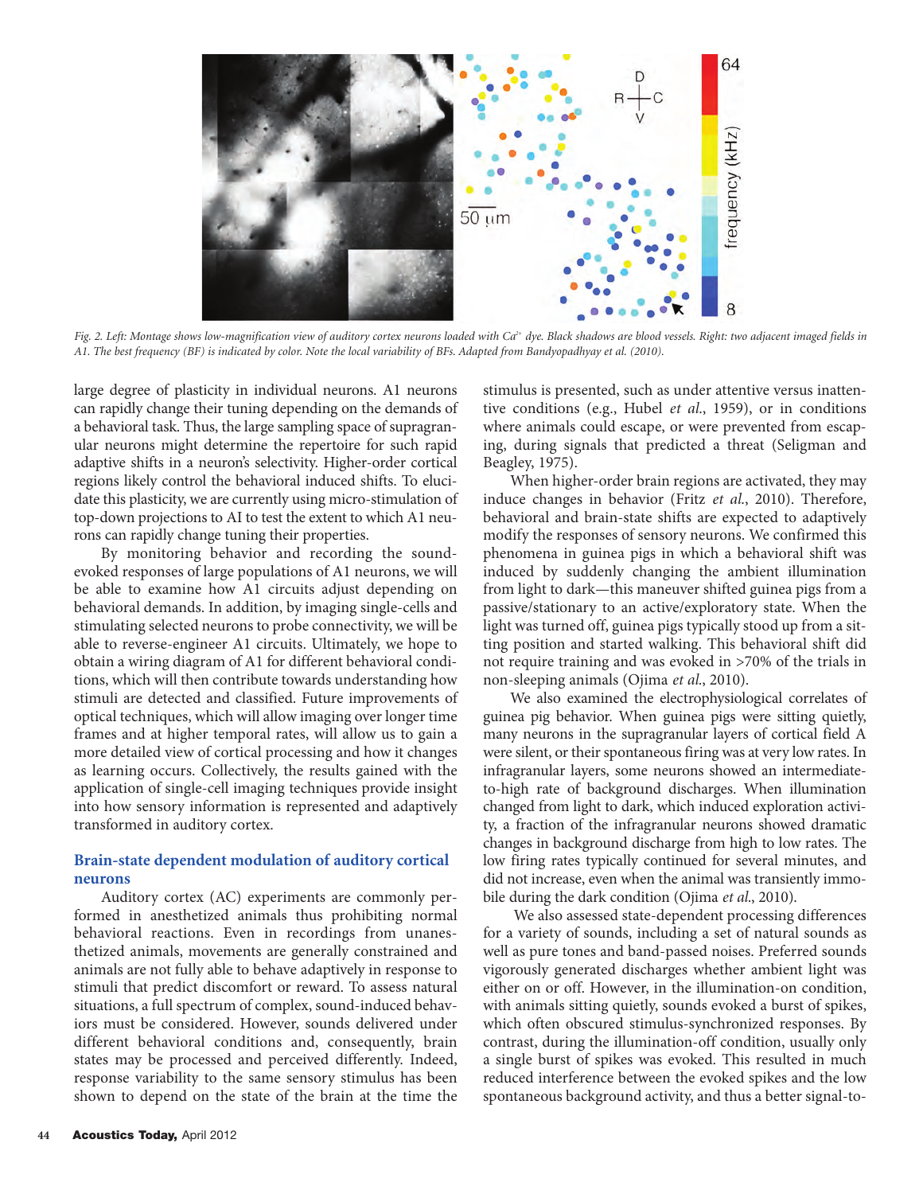Fig. 2. Left: Montage shows low-magnification view of auditory cortex neurons loaded with $Ca^{2+}$ dye. Black shadows are blood vessels. Right: two adjacent imaged fields in A1. The best frequency (BF) is indicated by color. Note the local variability of BFs. Adapted from Bandyopadhyay et al. (2010).

large degree of plasticity in individual neurons. A1 neurons can rapidly change their tuning depending on the demands of a behavioral task. Thus, the large sampling space of supragranular neurons might determine the repertoire for such rapid adaptive shifts in a neuron's selectivity. Higher-order cortical regions likely control the behavioral induced shifts. To elucidate this plasticity, we are currently using micro-stimulation of top-down projections to AI to test the extent to which A1 neurons can rapidly change tuning their properties.

By monitoring behavior and recording the sound-evoked responses of large populations of A1 neurons, we will be able to examine how A1 circuits adjust depending on behavioral demands. In addition, by imaging single-cells and stimulating selected neurons to probe connectivity, we will be able to reverse-engineer A1 circuits. Ultimately, we hope to obtain a wiring diagram of A1 for different behavioral conditions, which will then contribute towards understanding how stimuli are detected and classified. Future improvements of optical techniques, which will allow imaging over longer time frames and at higher temporal rates, will allow us to gain a more detailed view of cortical processing and how it changes as learning occurs. Collectively, the results gained with the application of single-cell imaging techniques provide insight into how sensory information is represented and adaptively transformed in auditory cortex.

## Brain-state dependent modulation of auditory cortical neurons

Auditory cortex (AC) experiments are commonly performed in anesthetized animals thus prohibiting normal behavioral reactions. Even in recordings from unanesthetized animals, movements are generally constrained and animals are not fully able to behave adaptively in response to stimuli that predict discomfort or reward. To assess natural situations, a full spectrum of complex, sound-induced behaviors must be considered. However, sounds delivered under different behavioral conditions and, consequently, brain states may be processed and perceived differently. Indeed, response variability to the same sensory stimulus has been shown to depend on the state of the brain at the time the stimulus is presented, such as under attentive versus inattentive conditions (e.g., Hubel *et al.*, 1959), or in conditions where animals could escape, or were prevented from escaping, during signals that predicted a threat (Seligman and Beagley, 1975).

When higher-order brain regions are activated, they may induce changes in behavior (Fritz *et al.*, 2010). Therefore, behavioral and brain-state shifts are expected to adaptively modify the responses of sensory neurons. We confirmed this phenomena in guinea pigs in which a behavioral shift was induced by suddenly changing the ambient illumination from light to dark—this maneuver shifted guinea pigs from a passive/stationary to an active/exploratory state. When the light was turned off, guinea pigs typically stood up from a sitting position and started walking. This behavioral shift did not require training and was evoked in >70% of the trials in non-sleeping animals (Ojima *et al.*, 2010).

We also examined the electrophysiological correlates of guinea pig behavior. When guinea pigs were sitting quietly, many neurons in the supragranular layers of cortical field A were silent, or their spontaneous firing was at very low rates. In infragranular layers, some neurons showed an intermediate-to-high rate of background discharges. When illumination changed from light to dark, which induced exploration activity, a fraction of the infragranular neurons showed dramatic changes in background discharge from high to low rates. The low firing rates typically continued for several minutes, and did not increase, even when the animal was transiently immobile during the dark condition (Ojima *et al.*, 2010).

We also assessed state-dependent processing differences for a variety of sounds, including a set of natural sounds as well as pure tones and band-passed noises. Preferred sounds vigorously generated discharges whether ambient light was either on or off. However, in the illumination-on condition, with animals sitting quietly, sounds evoked a burst of spikes, which often obscured stimulus-synchronized responses. By contrast, during the illumination-off condition, usually only a single burst of spikes was evoked. This resulted in much reduced interference between the evoked spikes and the low spontaneous background activity, and thus a better signal-to-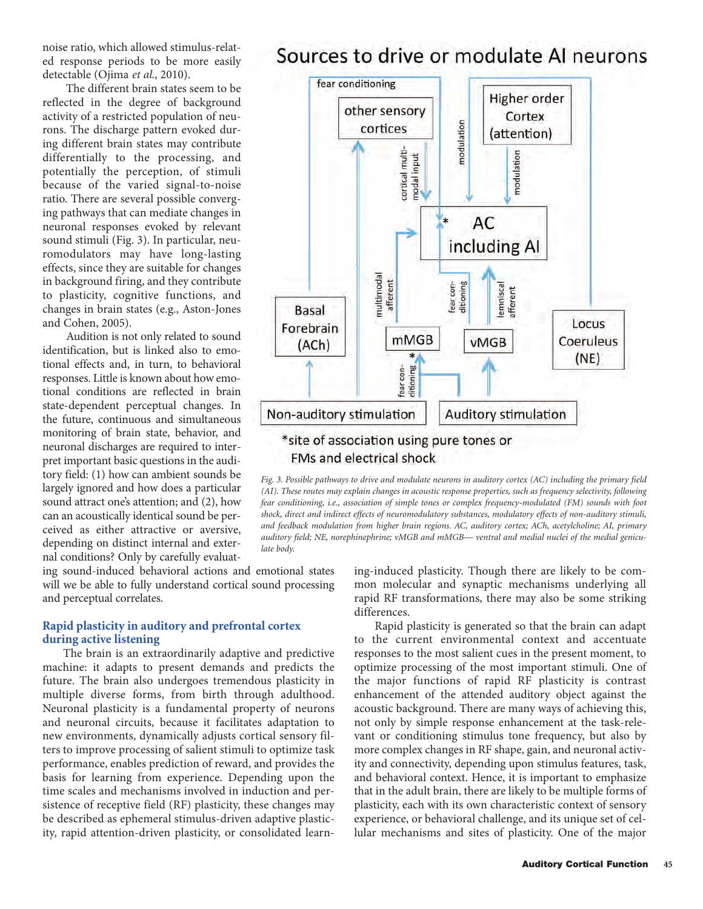noise ratio, which allowed stimulus-related response periods to be more easily detectable (Ojima *et al*., 2010).

The different brain states seem to be reflected in the degree of background activity of a restricted population of neurons. The discharge pattern evoked during different brain states may contribute differentially to the processing, and potentially the perception, of stimuli because of the varied signal-to-noise ratio. There are several possible converging pathways that can mediate changes in neuronal responses evoked by relevant sound stimuli (Fig. 3). In particular, neuromodulators may have long-lasting effects, since they are suitable for changes in background firing, and they contribute to plasticity, cognitive functions, and changes in brain states (e.g., Aston-Jones and Cohen, 2005).

Audition is not only related to sound identification, but is linked also to emotional effects and, in turn, to behavioral responses. Little is known about how emotional conditions are reflected in brain state-dependent perceptual changes. In the future, continuous and simultaneous monitoring of brain state, behavior, and neuronal discharges are required to interpret important basic questions in the auditory field: (1) how can ambient sounds be largely ignored and how does a particular sound attract one's attention; and (2), how can an acoustically identical sound be perceived as either attractive or aversive, depending on distinct internal and external conditions? Only by carefully evaluating sound-induced behavioral actions and emotional states will we be able to fully understand cortical sound processing and perceptual correlates.

*Fig. 3. Possible pathways to drive and modulate neurons in auditory cortex (AC) including the primary field (AI). These routes may explain changes in acoustic response properties, such as frequency selectivity, following fear conditioning, i.e., association of simple tones or complex frequency-modulated (FM) sounds with foot shock, direct and indirect effects of neuromodulatory substances, modulatory effects of non-auditory stimuli, and feedback modulation from higher brain regions. AC, auditory cortex; ACh, acetylcholine; AI, primary auditory field; NE, norephinephrine; vMGB and mMGB— ventral and medial nuclei of the medial geniculate body.*

## Rapid plasticity in auditory and prefrontal cortex during active listening

The brain is an extraordinarily adaptive and predictive machine: it adapts to present demands and predicts the future. The brain also undergoes tremendous plasticity in multiple diverse forms, from birth through adulthood. Neuronal plasticity is a fundamental property of neurons and neuronal circuits, because it facilitates adaptation to new environments, dynamically adjusts cortical sensory filters to improve processing of salient stimuli to optimize task performance, enables prediction of reward, and provides the basis for learning from experience. Depending upon the time scales and mechanisms involved in induction and persistence of receptive field (RF) plasticity, these changes may be described as ephemeral stimulus-driven adaptive plasticity, rapid attention-driven plasticity, or consolidated learning-induced plasticity. Though there are likely to be common molecular and synaptic mechanisms underlying all rapid RF transformations, there may also be some striking differences.

Rapid plasticity is generated so that the brain can adapt to the current environmental context and accentuate responses to the most salient cues in the present moment, to optimize processing of the most important stimuli. One of the major functions of rapid RF plasticity is contrast enhancement of the attended auditory object against the acoustic background. There are many ways of achieving this, not only by simple response enhancement at the task-relevant or conditioning stimulus tone frequency, but also by more complex changes in RF shape, gain, and neuronal activity and connectivity, depending upon stimulus features, task, and behavioral context. Hence, it is important to emphasize that in the adult brain, there are likely to be multiple forms of plasticity, each with its own characteristic context of sensory experience, or behavioral challenge, and its unique set of cellular mechanisms and sites of plasticity. One of the major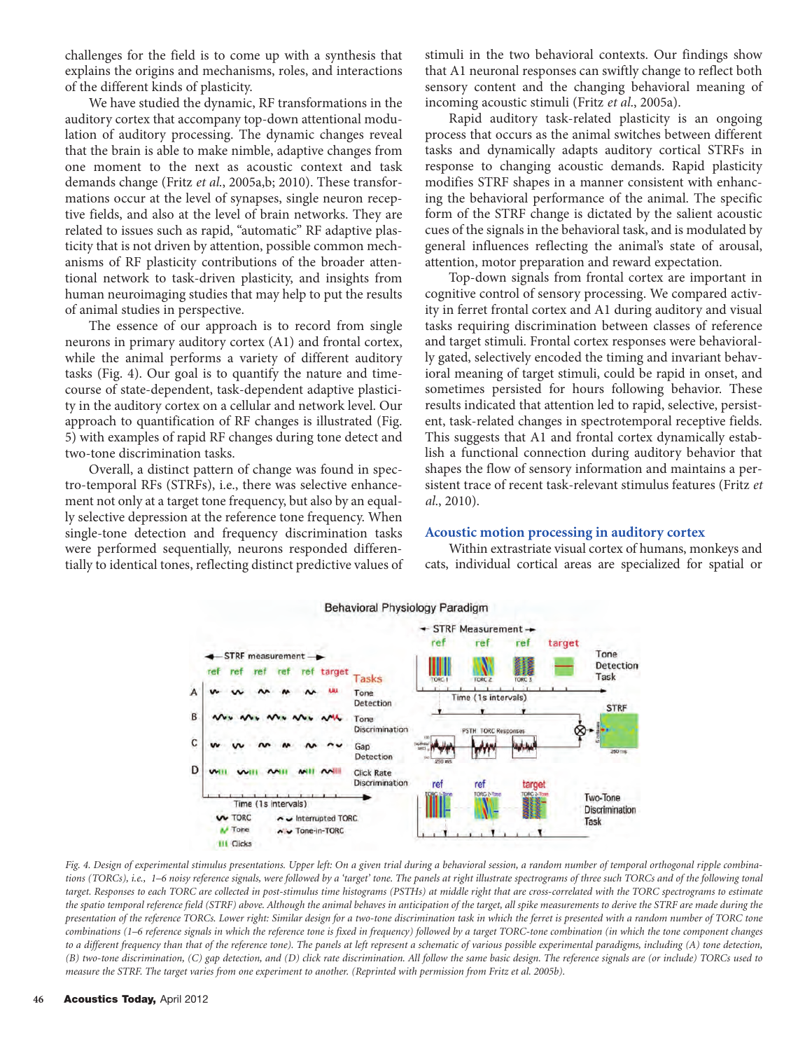challenges for the field is to come up with a synthesis that explains the origins and mechanisms, roles, and interactions of the different kinds of plasticity.

We have studied the dynamic, RF transformations in the auditory cortex that accompany top-down attentional modulation of auditory processing. The dynamic changes reveal that the brain is able to make nimble, adaptive changes from one moment to the next as acoustic context and task demands change (Fritz *et al.*, 2005a,b; 2010). These transformations occur at the level of synapses, single neuron receptive fields, and also at the level of brain networks. They are related to issues such as rapid, "automatic" RF adaptive plasticity that is not driven by attention, possible common mechanisms of RF plasticity contributions of the broader attentional network to task-driven plasticity, and insights from human neuroimaging studies that may help to put the results of animal studies in perspective.

The essence of our approach is to record from single neurons in primary auditory cortex (A1) and frontal cortex, while the animal performs a variety of different auditory tasks (Fig. 4). Our goal is to quantify the nature and time-course of state-dependent, task-dependent adaptive plasticity in the auditory cortex on a cellular and network level. Our approach to quantification of RF changes is illustrated (Fig. 5) with examples of rapid RF changes during tone detect and two-tone discrimination tasks.

Overall, a distinct pattern of change was found in spectro-temporal RFs (STRFs), i.e., there was selective enhancement not only at a target tone frequency, but also by an equally selective depression at the reference tone frequency. When single-tone detection and frequency discrimination tasks were performed sequentially, neurons responded differentially to identical tones, reflecting distinct predictive values of stimuli in the two behavioral contexts. Our findings show that A1 neuronal responses can swiftly change to reflect both sensory content and the changing behavioral meaning of incoming acoustic stimuli (Fritz *et al.*, 2005a).

Rapid auditory task-related plasticity is an ongoing process that occurs as the animal switches between different tasks and dynamically adapts auditory cortical STRFs in response to changing acoustic demands. Rapid plasticity modifies STRF shapes in a manner consistent with enhancing the behavioral performance of the animal. The specific form of the STRF change is dictated by the salient acoustic cues of the signals in the behavioral task, and is modulated by general influences reflecting the animal's state of arousal, attention, motor preparation and reward expectation.

Top-down signals from frontal cortex are important in cognitive control of sensory processing. We compared activity in ferret frontal cortex and A1 during auditory and visual tasks requiring discrimination between classes of reference and target stimuli. Frontal cortex responses were behaviorally gated, selectively encoded the timing and invariant behavioral meaning of target stimuli, could be rapid in onset, and sometimes persisted for hours following behavior. These results indicated that attention led to rapid, selective, persistent, task-related changes in spectrotemporal receptive fields. This suggests that A1 and frontal cortex dynamically establish a functional connection during auditory behavior that shapes the flow of sensory information and maintains a persistent trace of recent task-relevant stimulus features (Fritz *et al.*, 2010).

## Acoustic motion processing in auditory cortex

Within extrastriate visual cortex of humans, monkeys and cats, individual cortical areas are specialized for spatial or

*Fig. 4. Design of experimental stimulus presentations. Upper left: On a given trial during a behavioral session, a random number of temporal orthogonal ripple combinations (TORCs), i.e., 1–6 noisy reference signals, were followed by a 'target' tone. The panels at right illustrate spectrograms of three such TORCs and of the following tonal target. Responses to each TORC are collected in post-stimulus time histograms (PSTHs) at middle right that are cross-correlated with the TORC spectrograms to estimate the spatio temporal reference field (STRF) above. Although the animal behaves in anticipation of the target, all spike measurements to derive the STRF are made during the presentation of the reference TORCs. Lower right: Similar design for a two-tone discrimination task in which the ferret is presented with a random number of TORC tone combinations (1–6 reference signals in which the reference tone is fixed in frequency) followed by a target TORC-tone combination (in which the tone component changes to a different frequency than that of the reference tone). The panels at left represent a schematic of various possible experimental paradigms, including (A) tone detection, (B) two-tone discrimination, (C) gap detection, and (D) click rate discrimination. All follow the same basic design. The reference signals are (or include) TORCs used to measure the STRF. The target varies from one experiment to another. (Reprinted with permission from Fritz et al. 2005b).*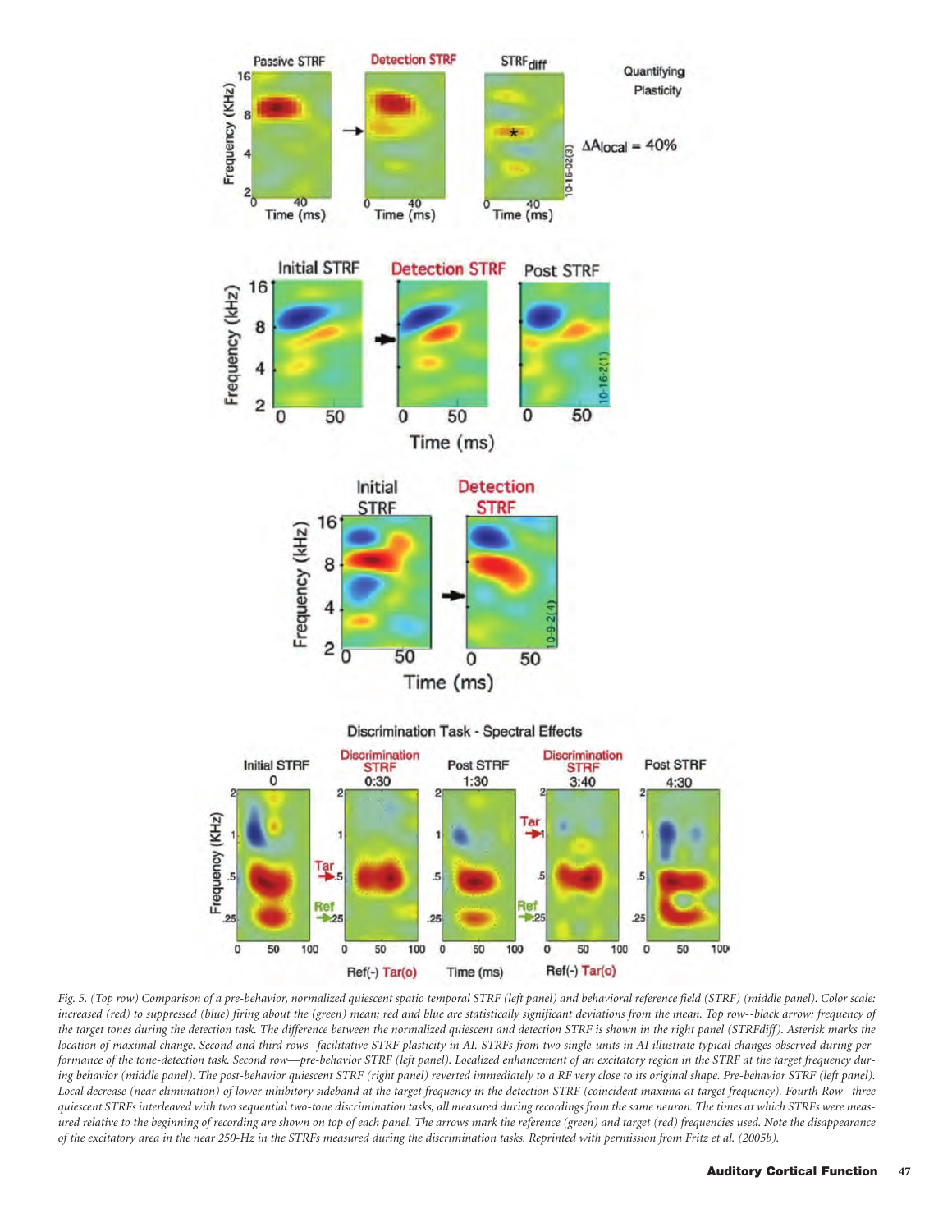*Fig. 5. (Top row) Comparison of a pre-behavior, normalized quiescent spatio temporal STRF (left panel) and behavioral reference field (STRF) (middle panel). Color scale: increased (red) to suppressed (blue) firing about the (green) mean; red and blue are statistically significant deviations from the mean. Top row--black arrow: frequency of the target tones during the detection task. The difference between the normalized quiescent and detection STRF is shown in the right panel (STRFdiff). Asterisk marks the location of maximal change. Second and third rows--facilitative STRF plasticity in AI. STRFs from two single-units in AI illustrate typical changes observed during performance of the tone-detection task. Second row—pre-behavior STRF (left panel). Localized enhancement of an excitatory region in the STRF at the target frequency during behavior (middle panel). The post-behavior quiescent STRF (right panel) reverted immediately to a RF very close to its original shape. Pre-behavior STRF (left panel). Local decrease (near elimination) of lower inhibitory sideband at the target frequency in the detection STRF (coincident maxima at target frequency). Fourth Row--three quiescent STRFs interleaved with two sequential two-tone discrimination tasks, all measured during recordings from the same neuron. The times at which STRFs were measured relative to the beginning of recording are shown on top of each panel. The arrows mark the reference (green) and target (red) frequencies used. Note the disappearance of the excitatory area in the near 250-Hz in the STRFs measured during the discrimination tasks. Reprinted with permission from Fritz et al. (2005b).*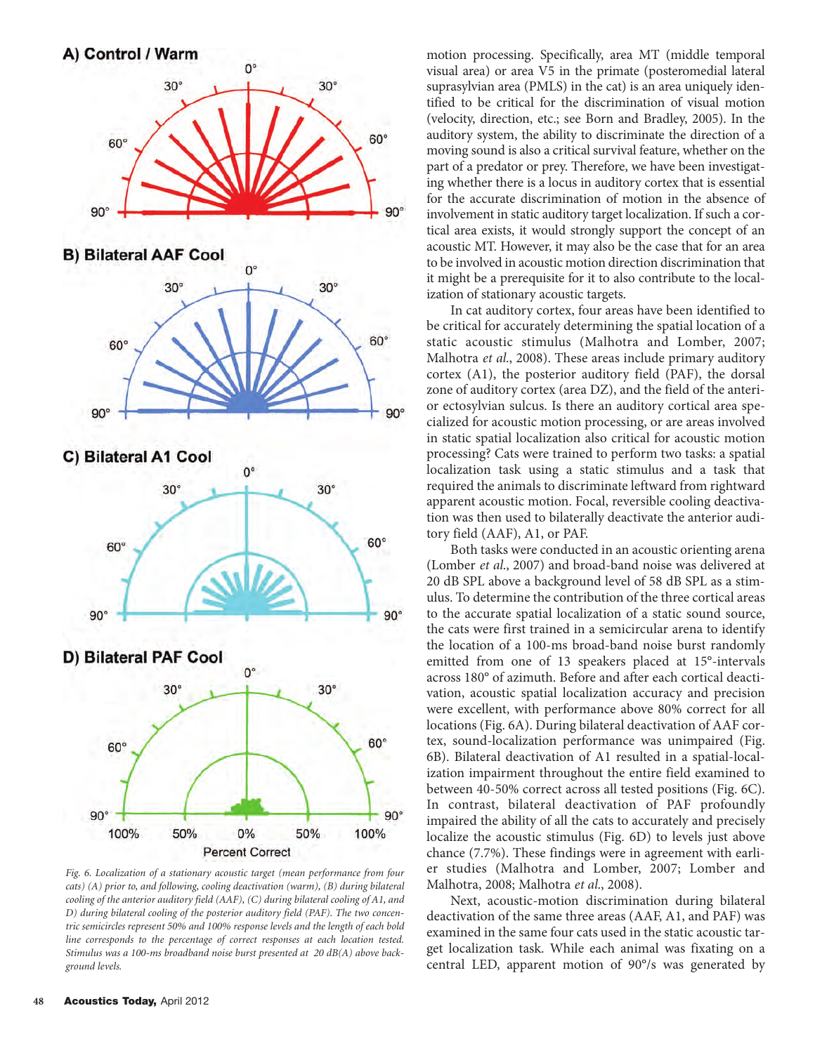Fig. 6. Localization of a stationary acoustic target (mean performance from four cats) (A) prior to, and following, cooling deactivation (warm), (B) during bilateral cooling of the anterior auditory field (AAF), (C) during bilateral cooling of A1, and D) during bilateral cooling of the posterior auditory field (PAF). The two concentric semicircles represent 50% and 100% response levels and the length of each bold line corresponds to the percentage of correct responses at each location tested. Stimulus was a 100-ms broadband noise burst presented at 20 dB(A) above background levels.

motion processing. Specifically, area MT (middle temporal visual area) or area V5 in the primate (posteromedial lateral suprasylvian area (PMLS) in the cat) is an area uniquely identified to be critical for the discrimination of visual motion (velocity, direction, etc.; see Born and Bradley, 2005). In the auditory system, the ability to discriminate the direction of a moving sound is also a critical survival feature, whether on the part of a predator or prey. Therefore, we have been investigating whether there is a locus in auditory cortex that is essential for the accurate discrimination of motion in the absence of involvement in static auditory target localization. If such a cortical area exists, it would strongly support the concept of an acoustic MT. However, it may also be the case that for an area to be involved in acoustic motion direction discrimination that it might be a prerequisite for it to also contribute to the localization of stationary acoustic targets.

In cat auditory cortex, four areas have been identified to be critical for accurately determining the spatial location of a static acoustic stimulus (Malhotra and Lomber, 2007; Malhotra *et al.*, 2008). These areas include primary auditory cortex (A1), the posterior auditory field (PAF), the dorsal zone of auditory cortex (area DZ), and the field of the anterior ectosylvian sulcus. Is there an auditory cortical area specialized for acoustic motion processing, or are areas involved in static spatial localization also critical for acoustic motion processing? Cats were trained to perform two tasks: a spatial localization task using a static stimulus and a task that required the animals to discriminate leftward from rightward apparent acoustic motion. Focal, reversible cooling deactivation was then used to bilaterally deactivate the anterior auditory field (AAF), A1, or PAF.

Both tasks were conducted in an acoustic orienting arena (Lomber *et al.*, 2007) and broad-band noise was delivered at 20 dB SPL above a background level of 58 dB SPL as a stimulus. To determine the contribution of the three cortical areas to the accurate spatial localization of a static sound source, the cats were first trained in a semicircular arena to identify the location of a 100-ms broad-band noise burst randomly emitted from one of 13 speakers placed at 15°-intervals across 180° of azimuth. Before and after each cortical deactivation, acoustic spatial localization accuracy and precision were excellent, with performance above 80% correct for all locations (Fig. 6A). During bilateral deactivation of AAF cortex, sound-localization performance was unimpaired (Fig. 6B). Bilateral deactivation of A1 resulted in a spatial-localization impairment throughout the entire field examined to between 40-50% correct across all tested positions (Fig. 6C). In contrast, bilateral deactivation of PAF profoundly impaired the ability of all the cats to accurately and precisely localize the acoustic stimulus (Fig. 6D) to levels just above chance (7.7%). These findings were in agreement with earlier studies (Malhotra and Lomber, 2007; Lomber and Malhotra, 2008; Malhotra *et al.*, 2008).

Next, acoustic-motion discrimination during bilateral deactivation of the same three areas (AAF, A1, and PAF) was examined in the same four cats used in the static acoustic target localization task. While each animal was fixating on a central LED, apparent motion of 90°/s was generated by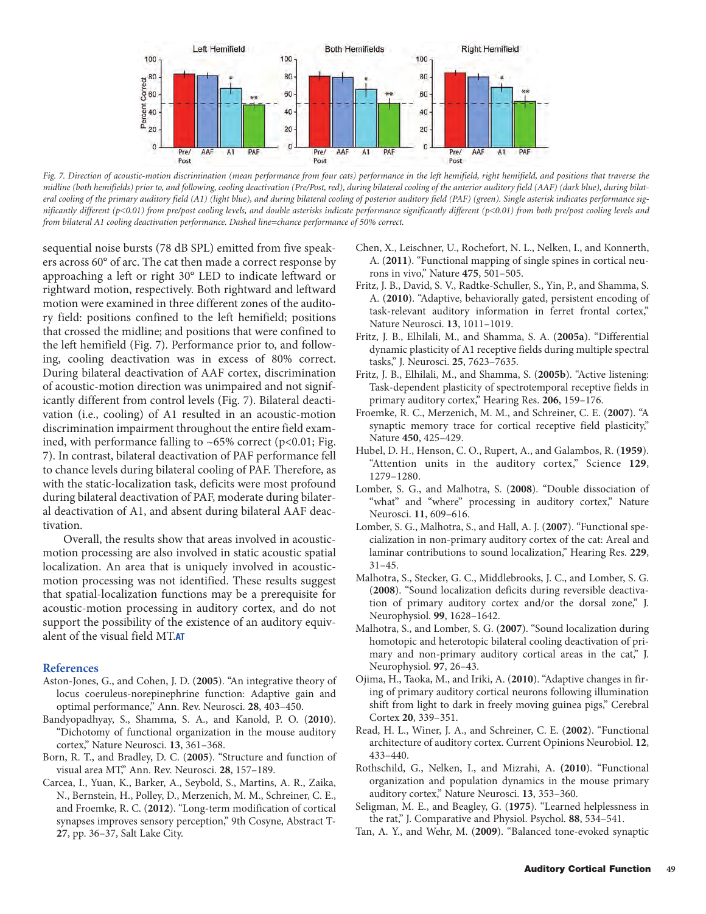*Fig. 7. Direction of acoustic-motion discrimination (mean performance from four cats) performance in the left hemifield, right hemifield, and positions that traverse the midline (both hemifields) prior to, and following, cooling deactivation (Pre/Post, red), during bilateral cooling of the anterior auditory field (AAF) (dark blue), during bilateral cooling of the primary auditory field (A1) (light blue), and during bilateral cooling of posterior auditory field (PAF) (green). Single asterisk indicates performance significantly different (p<0.01) from pre/post cooling levels, and double asterisks indicate performance significantly different (p<0.01) from both pre/post cooling levels and from bilateral A1 cooling deactivation performance. Dashed line=chance performance of 50% correct.*

sequential noise bursts (78 dB SPL) emitted from five speakers across 60° of arc. The cat then made a correct response by approaching a left or right 30° LED to indicate leftward or rightward motion, respectively. Both rightward and leftward motion were examined in three different zones of the auditory field: positions confined to the left hemifield; positions that crossed the midline; and positions that were confined to the left hemifield (Fig. 7). Performance prior to, and following, cooling deactivation was in excess of 80% correct. During bilateral deactivation of AAF cortex, discrimination of acoustic-motion direction was unimpaired and not significantly different from control levels (Fig. 7). Bilateral deactivation (i.e., cooling) of A1 resulted in an acoustic-motion discrimination impairment throughout the entire field examined, with performance falling to ~65% correct ($p<0.01$; Fig. 7). In contrast, bilateral deactivation of PAF performance fell to chance levels during bilateral cooling of PAF. Therefore, as with the static-localization task, deficits were most profound during bilateral deactivation of PAF, moderate during bilateral deactivation of A1, and absent during bilateral AAF deactivation.

Overall, the results show that areas involved in acoustic-motion processing are also involved in static acoustic spatial localization. An area that is uniquely involved in acoustic-motion processing was not identified. These results suggest that spatial-localization functions may be a prerequisite for acoustic-motion processing in auditory cortex, and do not support the possibility of the existence of an auditory equivalent of the visual field MT.

## References

Aston-Jones, G., and Cohen, J. D. (**2005**). "An integrative theory of locus coeruleus-norepinephrine function: Adaptive gain and optimal performance," Ann. Rev. Neurosci. **28**, 403–450.

Bandyopadhyay, S., Shamma, S. A., and Kanold, P. O. (**2010**). "Dichotomy of functional organization in the mouse auditory cortex," Nature Neurosci. **13**, 361–368.

Born, R. T., and Bradley, D. C. (**2005**). "Structure and function of visual area MT," Ann. Rev. Neurosci. **28**, 157–189.

Carcea, I., Yuan, K., Barker, A., Seybold, S., Martins, A. R., Zaika, N., Bernstein, H., Polley, D., Merzenich, M. M., Schreiner, C. E., and Froemke, R. C. (**2012**). "Long-term modification of cortical synapses improves sensory perception," 9th Cosyne, Abstract T-**27**, pp. 36–37, Salt Lake City.

Chen, X., Leischner, U., Rochefort, N. L., Nelken, I., and Konnerth, A. (**2011**). "Functional mapping of single spines in cortical neurons in vivo," Nature **475**, 501–505.

Fritz, J. B., David, S. V., Radtke-Schuller, S., Yin, P., and Shamma, S. A. (**2010**). "Adaptive, behaviorally gated, persistent encoding of task-relevant auditory information in ferret frontal cortex," Nature Neurosci. **13**, 1011–1019.

Fritz, J. B., Elhilali, M., and Shamma, S. A. (**2005a**). "Differential dynamic plasticity of A1 receptive fields during multiple spectral tasks," J. Neurosci. **25**, 7623–7635.

Fritz, J. B., Elhilali, M., and Shamma, S. (**2005b**). "Active listening: Task-dependent plasticity of spectrotemporal receptive fields in primary auditory cortex," Hearing Res. **206**, 159–176.

Froemke, R. C., Merzenich, M. M., and Schreiner, C. E. (**2007**). "A synaptic memory trace for cortical receptive field plasticity," Nature **450**, 425–429.

Hubel, D. H., Henson, C. O., Rupert, A., and Galambos, R. (**1959**). "Attention units in the auditory cortex," Science **129**, 1279–1280.

Lomber, S. G., and Malhotra, S. (**2008**). "Double dissociation of "what" and "where" processing in auditory cortex," Nature Neurosci. **11**, 609–616.

Lomber, S. G., Malhotra, S., and Hall, A. J. (**2007**). "Functional specialization in non-primary auditory cortex of the cat: Areal and laminar contributions to sound localization," Hearing Res. **229**, 31–45.

Malhotra, S., Stecker, G. C., Middlebrooks, J. C., and Lomber, S. G. (**2008**). "Sound localization deficits during reversible deactivation of primary auditory cortex and/or the dorsal zone," J. Neurophysiol. **99**, 1628–1642.

Malhotra, S., and Lomber, S. G. (**2007**). "Sound localization during homotopic and heterotopic bilateral cooling deactivation of primary and non-primary auditory cortical areas in the cat," J. Neurophysiol. **97**, 26–43.

Ojima, H., Taoka, M., and Iriki, A. (**2010**). "Adaptive changes in firing of primary auditory cortical neurons following illumination shift from light to dark in freely moving guinea pigs," Cerebral Cortex **20**, 339–351.

Read, H. L., Winer, J. A., and Schreiner, C. E. (**2002**). "Functional architecture of auditory cortex. Current Opinions Neurobiol. **12**, 433–440.

Rothschild, G., Nelken, I., and Mizrahi, A. (**2010**). "Functional organization and population dynamics in the mouse primary auditory cortex," Nature Neurosci. **13**, 353–360.

Seligman, M. E., and Beagley, G. (**1975**). "Learned helplessness in the rat," J. Comparative and Physiol. Psychol. **88**, 534–541.

Tan, A. Y., and Wehr, M. (**2009**). "Balanced tone-evoked synaptic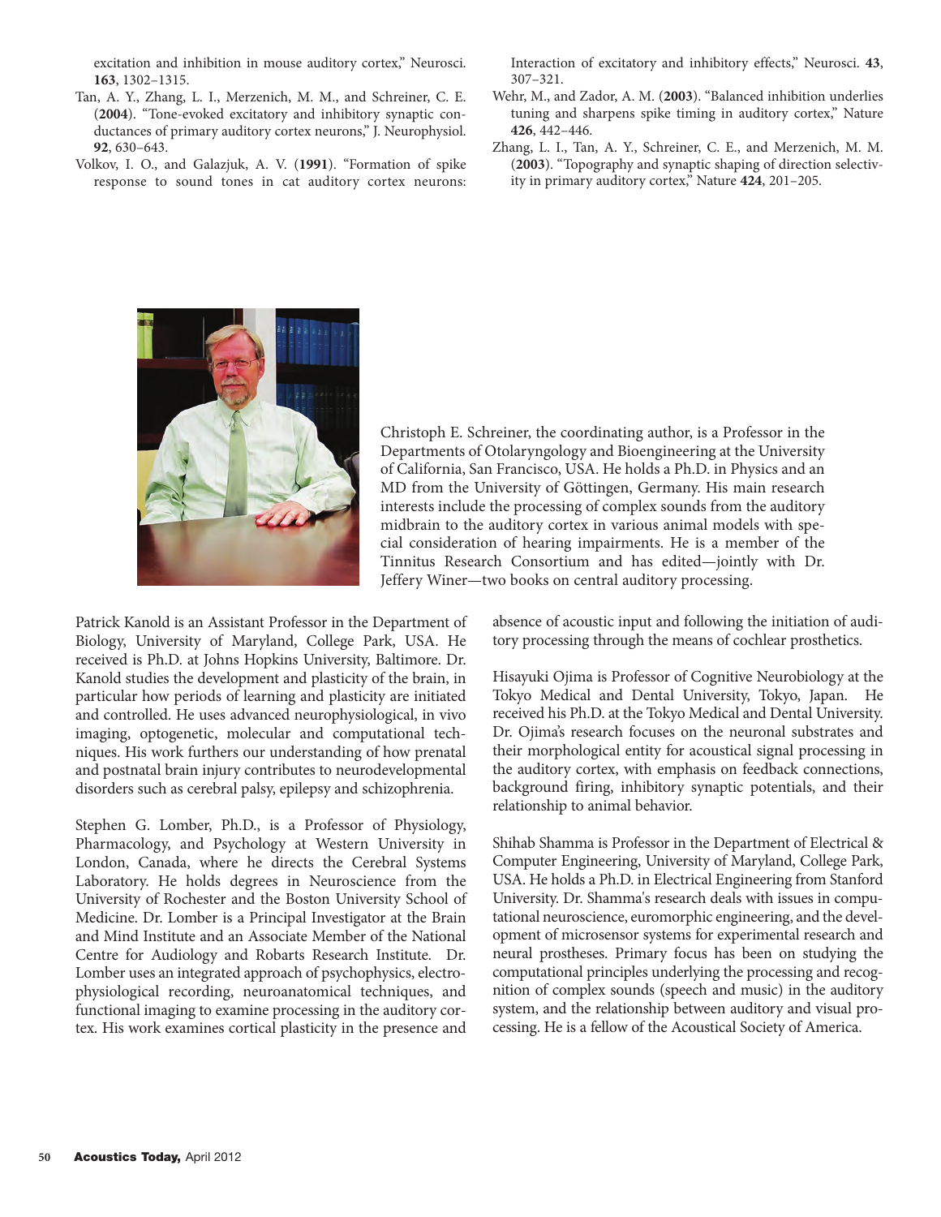excitation and inhibition in mouse auditory cortex," Neurosci. **163**, 1302–1315.

Tan, A. Y., Zhang, L. I., Merzenich, M. M., and Schreiner, C. E. (**2004**). "Tone-evoked excitatory and inhibitory synaptic conductances of primary auditory cortex neurons," J. Neurophysiol. **92**, 630–643.

Volkov, I. O., and Galazjuk, A. V. (**1991**). "Formation of spike response to sound tones in cat auditory cortex neurons: Interaction of excitatory and inhibitory effects," Neurosci. **43**, 307–321.

Wehr, M., and Zador, A. M. (**2003**). "Balanced inhibition underlies tuning and sharpens spike timing in auditory cortex," Nature **426**, 442–446.

Zhang, L. I., Tan, A. Y., Schreiner, C. E., and Merzenich, M. M. (**2003**). "Topography and synaptic shaping of direction selectivity in primary auditory cortex," Nature **424**, 201–205.

Christoph E. Schreiner, the coordinating author, is a Professor in the Departments of Otolaryngology and Bioengineering at the University of California, San Francisco, USA. He holds a Ph.D. in Physics and an MD from the University of Göttingen, Germany. His main research interests include the processing of complex sounds from the auditory midbrain to the auditory cortex in various animal models with special consideration of hearing impairments. He is a member of the Tinnitus Research Consortium and has edited—jointly with Dr. Jeffery Winer—two books on central auditory processing.

Patrick Kanold is an Assistant Professor in the Department of Biology, University of Maryland, College Park, USA. He received is Ph.D. at Johns Hopkins University, Baltimore. Dr. Kanold studies the development and plasticity of the brain, in particular how periods of learning and plasticity are initiated and controlled. He uses advanced neurophysiological, in vivo imaging, optogenetic, molecular and computational techniques. His work furthers our understanding of how prenatal and postnatal brain injury contributes to neurodevelopmental disorders such as cerebral palsy, epilepsy and schizophrenia.

Stephen G. Lomber, Ph.D., is a Professor of Physiology, Pharmacology, and Psychology at Western University in London, Canada, where he directs the Cerebral Systems Laboratory. He holds degrees in Neuroscience from the University of Rochester and the Boston University School of Medicine. Dr. Lomber is a Principal Investigator at the Brain and Mind Institute and an Associate Member of the National Centre for Audiology and Robarts Research Institute. Dr. Lomber uses an integrated approach of psychophysics, electrophysiological recording, neuroanatomical techniques, and functional imaging to examine processing in the auditory cortex. His work examines cortical plasticity in the presence and absence of acoustic input and following the initiation of auditory processing through the means of cochlear prosthetics.

Hisayuki Ojima is Professor of Cognitive Neurobiology at the Tokyo Medical and Dental University, Tokyo, Japan. He received his Ph.D. at the Tokyo Medical and Dental University. Dr. Ojima's research focuses on the neuronal substrates and their morphological entity for acoustical signal processing in the auditory cortex, with emphasis on feedback connections, background firing, inhibitory synaptic potentials, and their relationship to animal behavior.

Shihab Shamma is Professor in the Department of Electrical & Computer Engineering, University of Maryland, College Park, USA. He holds a Ph.D. in Electrical Engineering from Stanford University. Dr. Shamma's research deals with issues in computational neuroscience, euromorphic engineering, and the development of microsensor systems for experimental research and neural prostheses. Primary focus has been on studying the computational principles underlying the processing and recognition of complex sounds (speech and music) in the auditory system, and the relationship between auditory and visual processing. He is a fellow of the Acoustical Society of America.